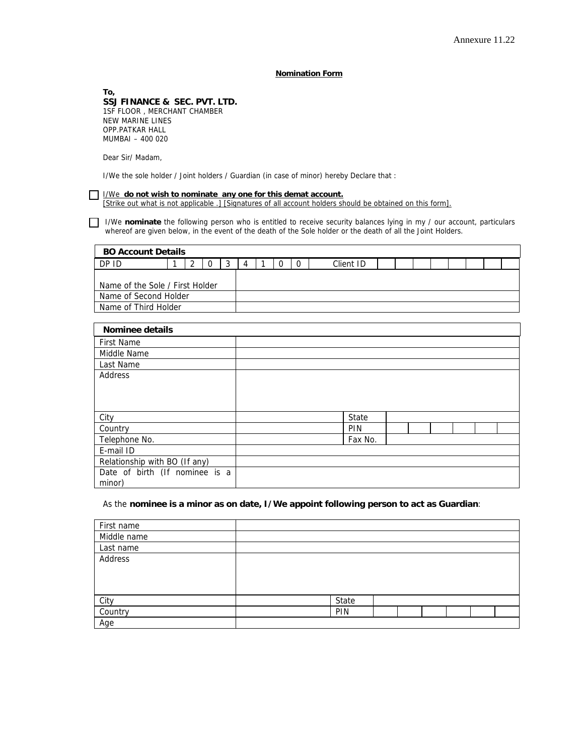Annexure 11.22

## Nomination Form

**To,**
**SSJ FINANCE & SEC. PVT. LTD.**
1SF FLOOR , MERCHANT CHAMBER
NEW MARINE LINES
OPP.PATKAR HALL
MUMBAI – 400 020

Dear Sir/ Madam,

I/We the sole holder / Joint holders / Guardian (in case of minor) hereby Declare that :

☐ I/We **do not wish to nominate any one for this demat account.**
[Strike out what is not applicable .] [Signatures of all account holders should be obtained on this form].

☐ I/We **nominate** the following person who is entitled to receive security balances lying in my / our account, particulars whereof are given below, in the event of the death of the Sole holder or the death of all the Joint Holders.

| **BO Account Details** | | | | | | | | | | | | | | | | | | |
|---|---|---|---|---|---|---|---|---|---|---|---|---|---|---|---|---|---|---|
| DP ID | 1 | 2 | 0 | 3 | 4 | 1 | 0 | 0 | Client ID | | | | | | | | | |
| Name of the Sole / First Holder | | | | | | | | | | | | | | | | | | |
| Name of Second Holder | | | | | | | | | | | | | | | | | | |
| Name of Third Holder | | | | | | | | | | | | | | | | | | |

| **Nominee details** | | | |
|---|---|---|---|
| First Name | | | |
| Middle Name | | | |
| Last Name | | | |
| Address | | | |
| City | | State | |
| Country | | PIN | |
| Telephone No. | | Fax No. | |
| E-mail ID | | | |
| Relationship with BO (If any) | | | |
| Date of birth (If nominee is a minor) | | | |

As the **nominee is a minor as on date, I/We appoint following person to act as Guardian**:

| | | | |
|---|---|---|---|
| First name | | | |
| Middle name | | | |
| Last name | | | |
| Address | | | |
| City | | State | |
| Country | | PIN | |
| Age | | | |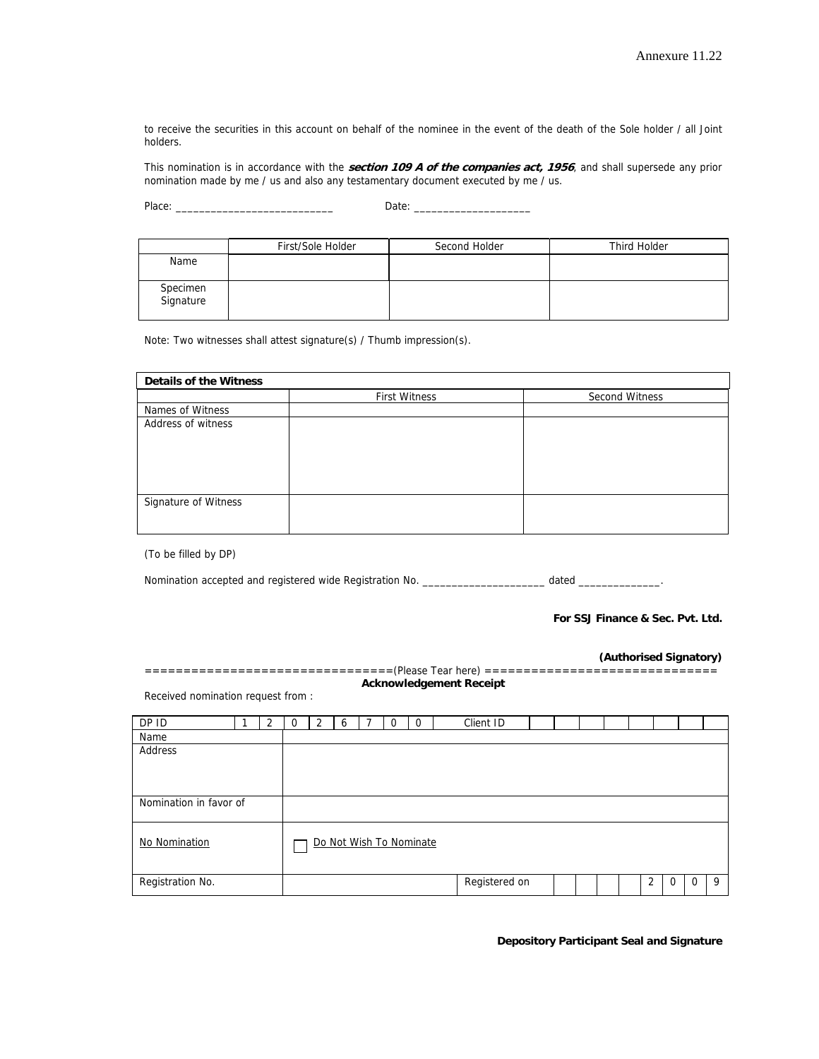Annexure 11.22

to receive the securities in this account on behalf of the nominee in the event of the death of the Sole holder / all Joint holders.

This nomination is in accordance with the ***section 109 A of the companies act, 1956***, and shall supersede any prior nomination made by me / us and also any testamentary document executed by me / us.

Place: ____________________________ Date: ____________________

| | First/Sole Holder | Second Holder | Third Holder |
|---|---|---|---|
| Name | | | |
| Specimen Signature | | | |

Note: Two witnesses shall attest signature(s) / Thumb impression(s).

| **Details of the Witness** | | |
|---|---|---|
| | First Witness | Second Witness |
| Names of Witness | | |
| Address of witness | | |
| Signature of Witness | | |

(To be filled by DP)

Nomination accepted and registered wide Registration No. _____________________ dated ______________.

**For SSJ Finance & Sec. Pvt. Ltd.**

**(Authorised Signatory)**

================================(Please Tear here) ==============================

**Acknowledgement Receipt**

Received nomination request from :

| DP ID | 1 | 2 | 0 | 2 | 6 | 7 | 0 | 0 | Client ID | | | | | | | | |
|---|---|---|---|---|---|---|---|---|---|---|---|---|---|---|---|---|---|
| Name | | | | | | | | | | | | | | | | | |
| Address | | | | | | | | | | | | | | | | | |
| Nomination in favor of | | | | | | | | | | | | | | | | | |
| No Nomination | ☐ Do Not Wish To Nominate | | | | | | | | | | | | | | | | |
| Registration No. | | | | | | | | | Registered on | | | | | 2 | 0 | 0 | 9 |

**Depository Participant Seal and Signature**